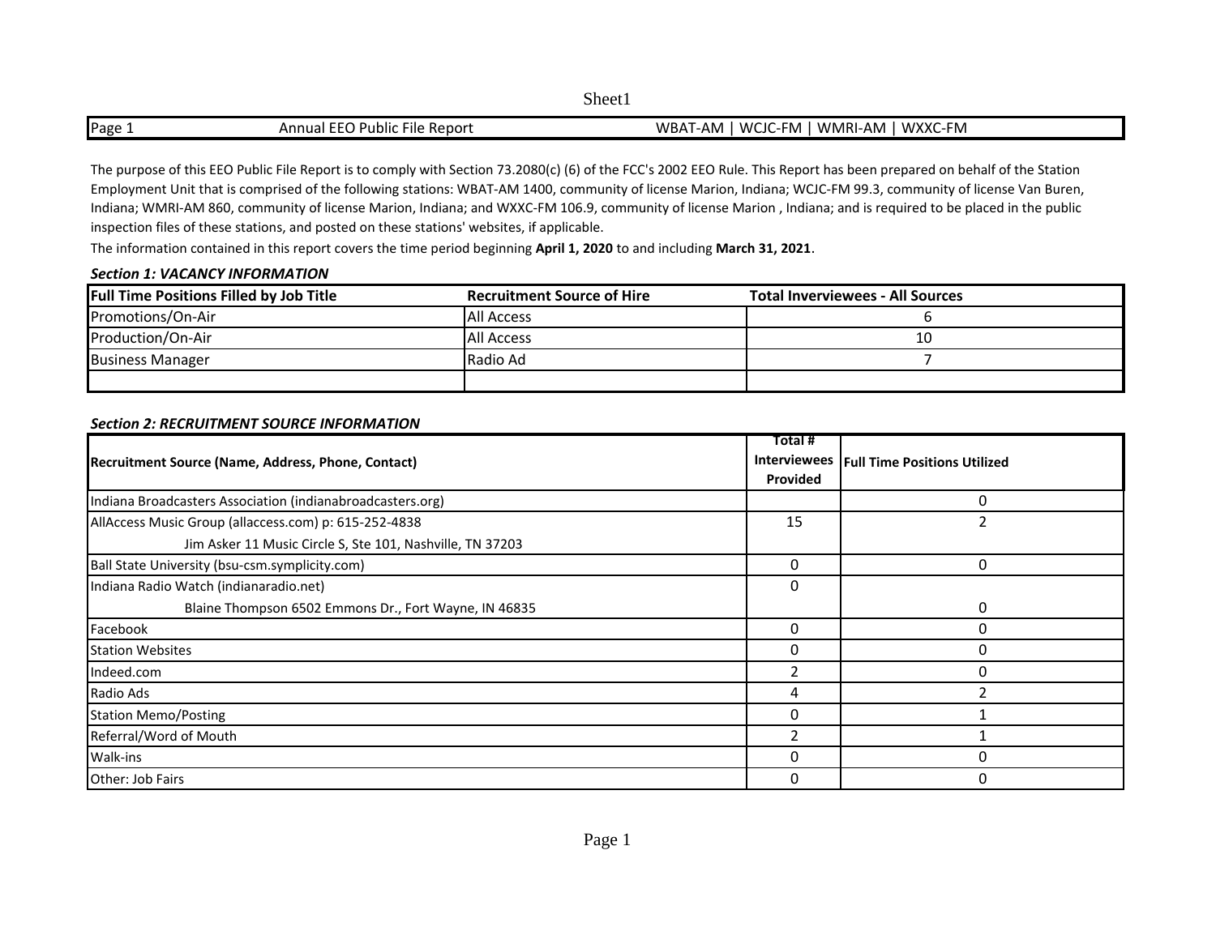| Page 1 | Annual EEO Public File Report | WBAT-AM \| WCJC-FM \| WMRI-AM \| WXXC-FM |
|---|---|---|

The purpose of this EEO Public File Report is to comply with Section 73.2080(c) (6) of the FCC's 2002 EEO Rule. This Report has been prepared on behalf of the Station Employment Unit that is comprised of the following stations: WBAT-AM 1400, community of license Marion, Indiana; WCJC-FM 99.3, community of license Van Buren, Indiana; WMRI-AM 860, community of license Marion, Indiana; and WXXC-FM 106.9, community of license Marion , Indiana; and is required to be placed in the public inspection files of these stations, and posted on these stations' websites, if applicable.

The information contained in this report covers the time period beginning **April 1, 2020** to and including **March 31, 2021**.

***Section 1: VACANCY INFORMATION***

| Full Time Positions Filled by Job Title | Recruitment Source of Hire | Total Inverviewees - All Sources |
|---|---|---|
| Promotions/On-Air | All Access | 6 |
| Production/On-Air | All Access | 10 |
| Business Manager | Radio Ad | 7 |
| | | |

***Section 2: RECRUITMENT SOURCE INFORMATION***

| Recruitment Source (Name, Address, Phone, Contact) | Total # Interviewees Provided | Full Time Positions Utilized |
|---|---|---|
| Indiana Broadcasters Association (indianabroadcasters.org) | | 0 |
| AllAccess Music Group (allaccess.com) p: 615-252-4838<br>Jim Asker 11 Music Circle S, Ste 101, Nashville, TN 37203 | 15 | 2 |
| Ball State University (bsu-csm.symplicity.com) | 0 | 0 |
| Indiana Radio Watch (indianaradio.net)<br>Blaine Thompson 6502 Emmons Dr., Fort Wayne, IN 46835 | 0 | 0 |
| Facebook | 0 | 0 |
| Station Websites | 0 | 0 |
| Indeed.com | 2 | 0 |
| Radio Ads | 4 | 2 |
| Station Memo/Posting | 0 | 1 |
| Referral/Word of Mouth | 2 | 1 |
| Walk-ins | 0 | 0 |
| Other: Job Fairs | 0 | 0 |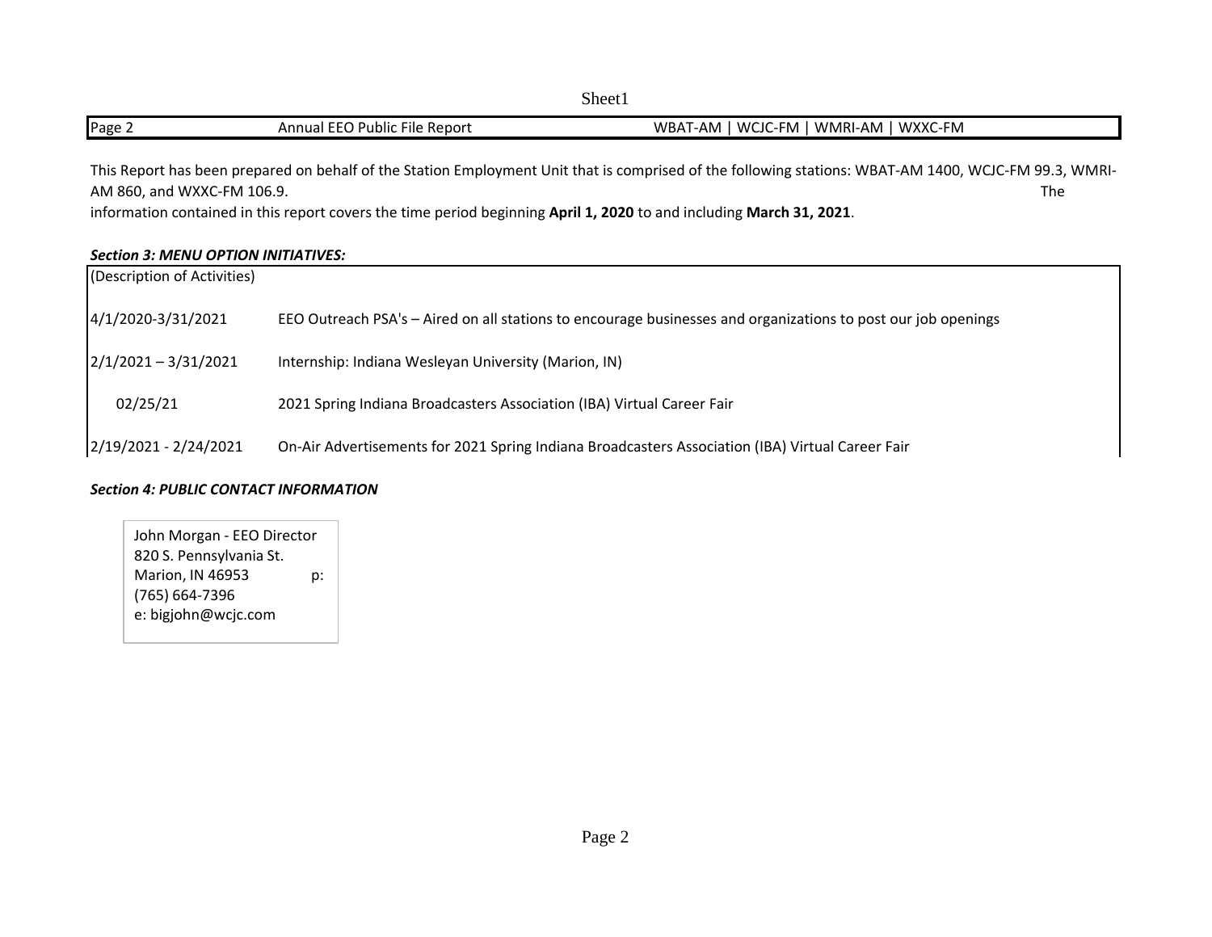This Report has been prepared on behalf of the Station Employment Unit that is comprised of the following stations: WBAT-AM 1400, WCJC-FM 99.3, WMRI-AM 860, and WXXC-FM 106.9. The information contained in this report covers the time period beginning **April 1, 2020** to and including **March 31, 2021**.

***Section 3: MENU OPTION INITIATIVES:***

| (Description of Activities) | |
|---|---|
| 4/1/2020-3/31/2021 | EEO Outreach PSA's – Aired on all stations to encourage businesses and organizations to post our job openings |
| 2/1/2021 – 3/31/2021 | Internship: Indiana Wesleyan University (Marion, IN) |
| 02/25/21 | 2021 Spring Indiana Broadcasters Association (IBA) Virtual Career Fair |
| 2/19/2021 - 2/24/2021 | On-Air Advertisements for 2021 Spring Indiana Broadcasters Association (IBA) Virtual Career Fair |

***Section 4: PUBLIC CONTACT INFORMATION***

John Morgan - EEO Director
820 S. Pennsylvania St.
Marion, IN 46953
p: (765) 664-7396
e: bigjohn@wcjc.com